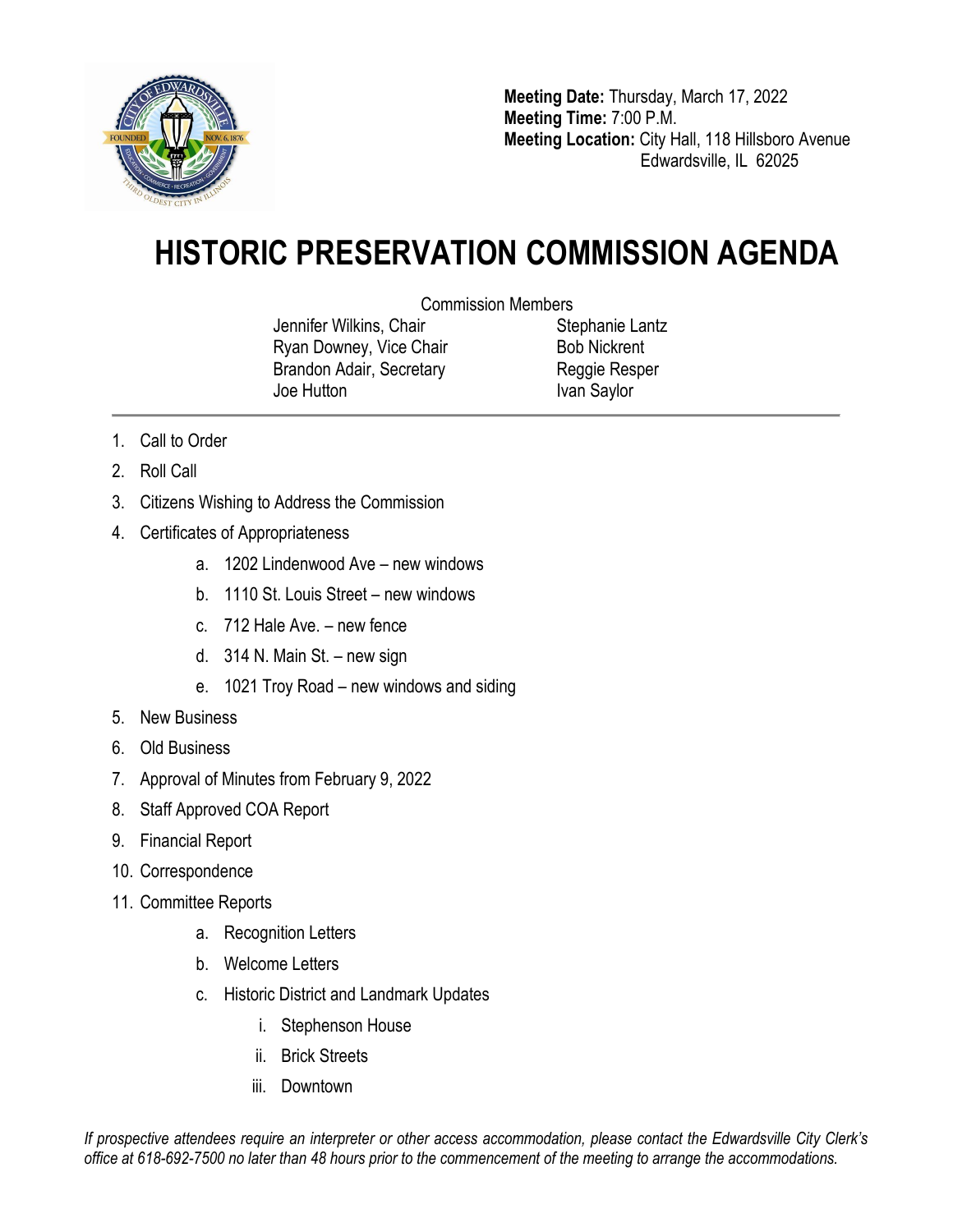**Meeting Date:** Thursday, March 17, 2022
**Meeting Time:** 7:00 P.M.
**Meeting Location:** City Hall, 118 Hillsboro Avenue
Edwardsville, IL 62025

# HISTORIC PRESERVATION COMMISSION AGENDA

Commission Members

Jennifer Wilkins, Chair
Ryan Downey, Vice Chair
Brandon Adair, Secretary
Joe Hutton
Stephanie Lantz
Bob Nickrent
Reggie Resper
Ivan Saylor

1. Call to Order
2. Roll Call
3. Citizens Wishing to Address the Commission
4. Certificates of Appropriateness
    a. 1202 Lindenwood Ave – new windows
    b. 1110 St. Louis Street – new windows
    c. 712 Hale Ave. – new fence
    d. 314 N. Main St. – new sign
    e. 1021 Troy Road – new windows and siding
5. New Business
6. Old Business
7. Approval of Minutes from February 9, 2022
8. Staff Approved COA Report
9. Financial Report
10. Correspondence
11. Committee Reports
    a. Recognition Letters
    b. Welcome Letters
    c. Historic District and Landmark Updates
        i. Stephenson House
        ii. Brick Streets
        iii. Downtown

*If prospective attendees require an interpreter or other access accommodation, please contact the Edwardsville City Clerk's office at 618-692-7500 no later than 48 hours prior to the commencement of the meeting to arrange the accommodations.*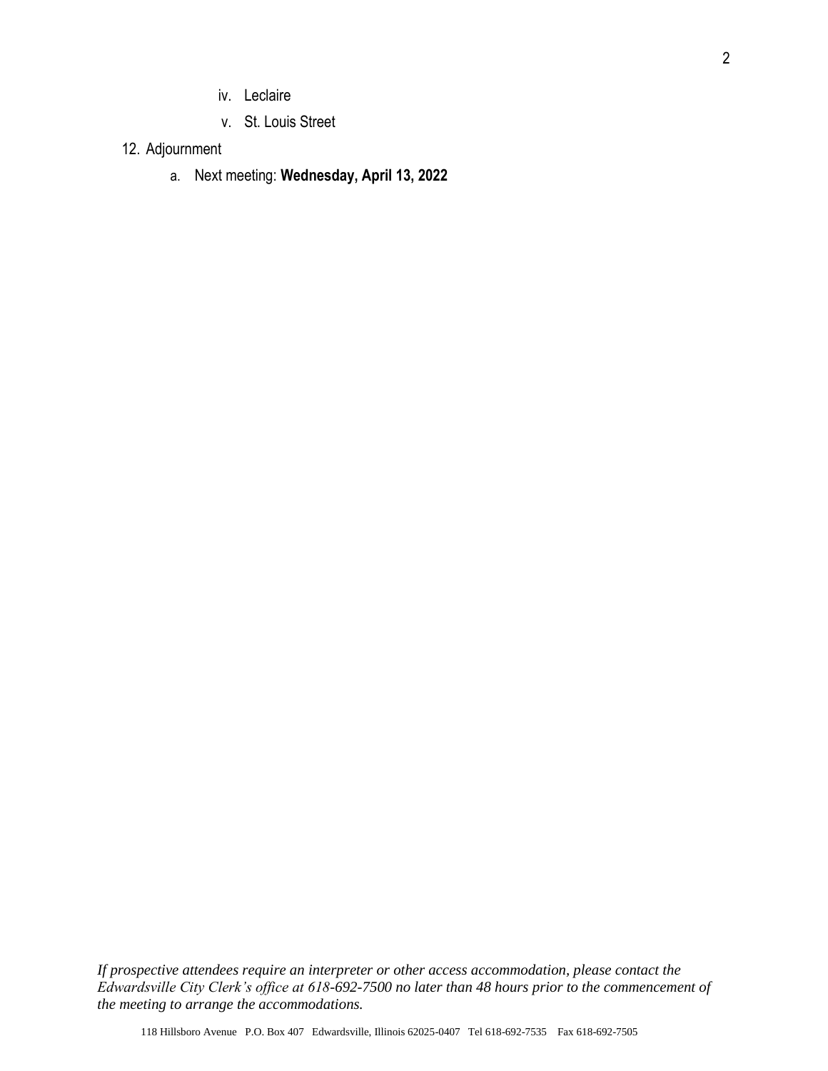iv. Leclaire
   v. St. Louis Street

12. Adjournment
    a. Next meeting: **Wednesday, April 13, 2022**

*If prospective attendees require an interpreter or other access accommodation, please contact the Edwardsville City Clerk's office at 618-692-7500 no later than 48 hours prior to the commencement of the meeting to arrange the accommodations.*

118 Hillsboro Avenue P.O. Box 407 Edwardsville, Illinois 62025-0407 Tel 618-692-7535 Fax 618-692-7505